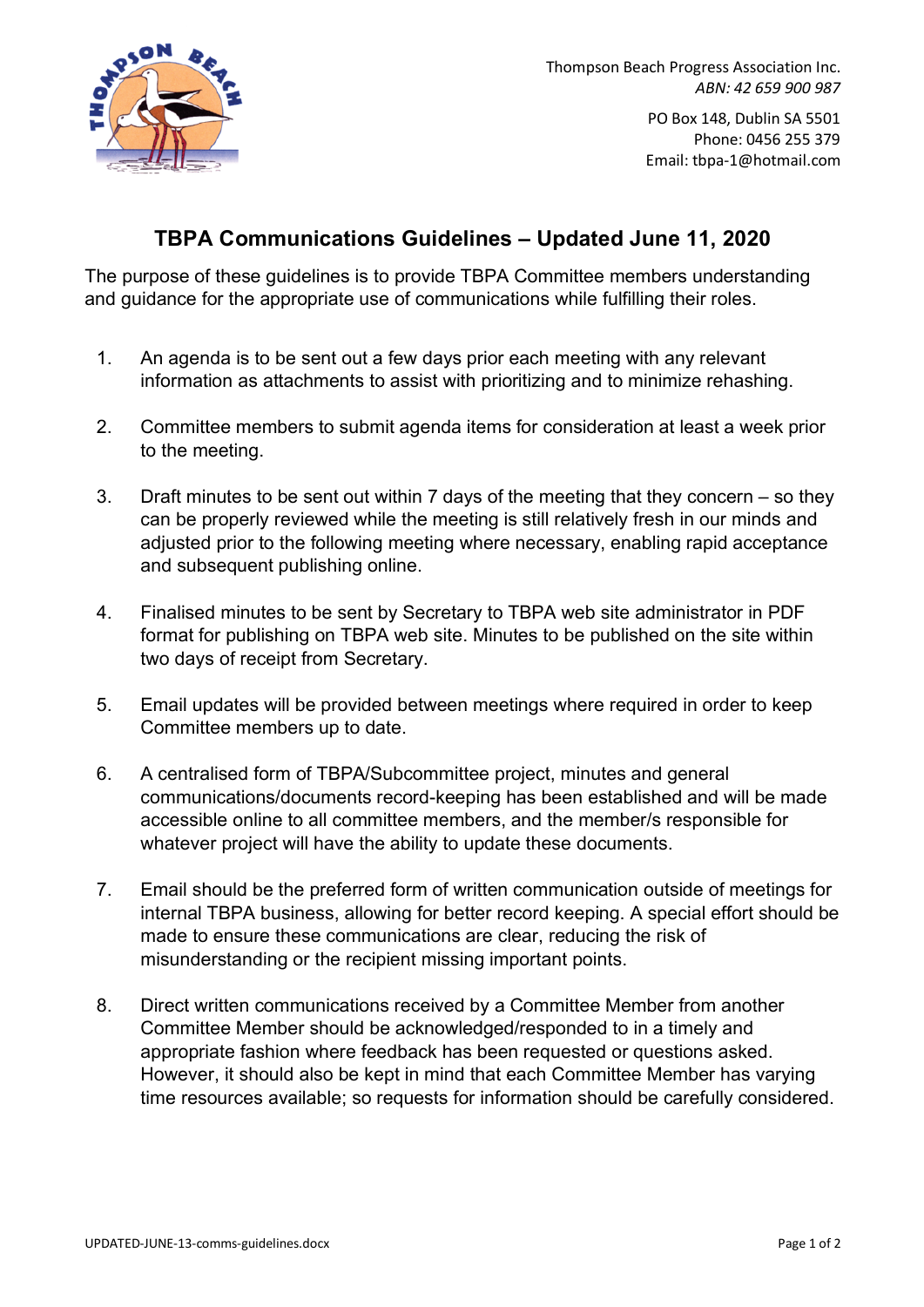Thompson Beach Progress Association Inc.
*ABN: 42 659 900 987*

PO Box 148, Dublin SA 5501
Phone: 0456 255 379
Email: tbpa-1@hotmail.com

## TBPA Communications Guidelines – Updated June 11, 2020

The purpose of these guidelines is to provide TBPA Committee members understanding and guidance for the appropriate use of communications while fulfilling their roles.

1. An agenda is to be sent out a few days prior each meeting with any relevant information as attachments to assist with prioritizing and to minimize rehashing.

2. Committee members to submit agenda items for consideration at least a week prior to the meeting.

3. Draft minutes to be sent out within 7 days of the meeting that they concern – so they can be properly reviewed while the meeting is still relatively fresh in our minds and adjusted prior to the following meeting where necessary, enabling rapid acceptance and subsequent publishing online.

4. Finalised minutes to be sent by Secretary to TBPA web site administrator in PDF format for publishing on TBPA web site. Minutes to be published on the site within two days of receipt from Secretary.

5. Email updates will be provided between meetings where required in order to keep Committee members up to date.

6. A centralised form of TBPA/Subcommittee project, minutes and general communications/documents record-keeping has been established and will be made accessible online to all committee members, and the member/s responsible for whatever project will have the ability to update these documents.

7. Email should be the preferred form of written communication outside of meetings for internal TBPA business, allowing for better record keeping. A special effort should be made to ensure these communications are clear, reducing the risk of misunderstanding or the recipient missing important points.

8. Direct written communications received by a Committee Member from another Committee Member should be acknowledged/responded to in a timely and appropriate fashion where feedback has been requested or questions asked. However, it should also be kept in mind that each Committee Member has varying time resources available; so requests for information should be carefully considered.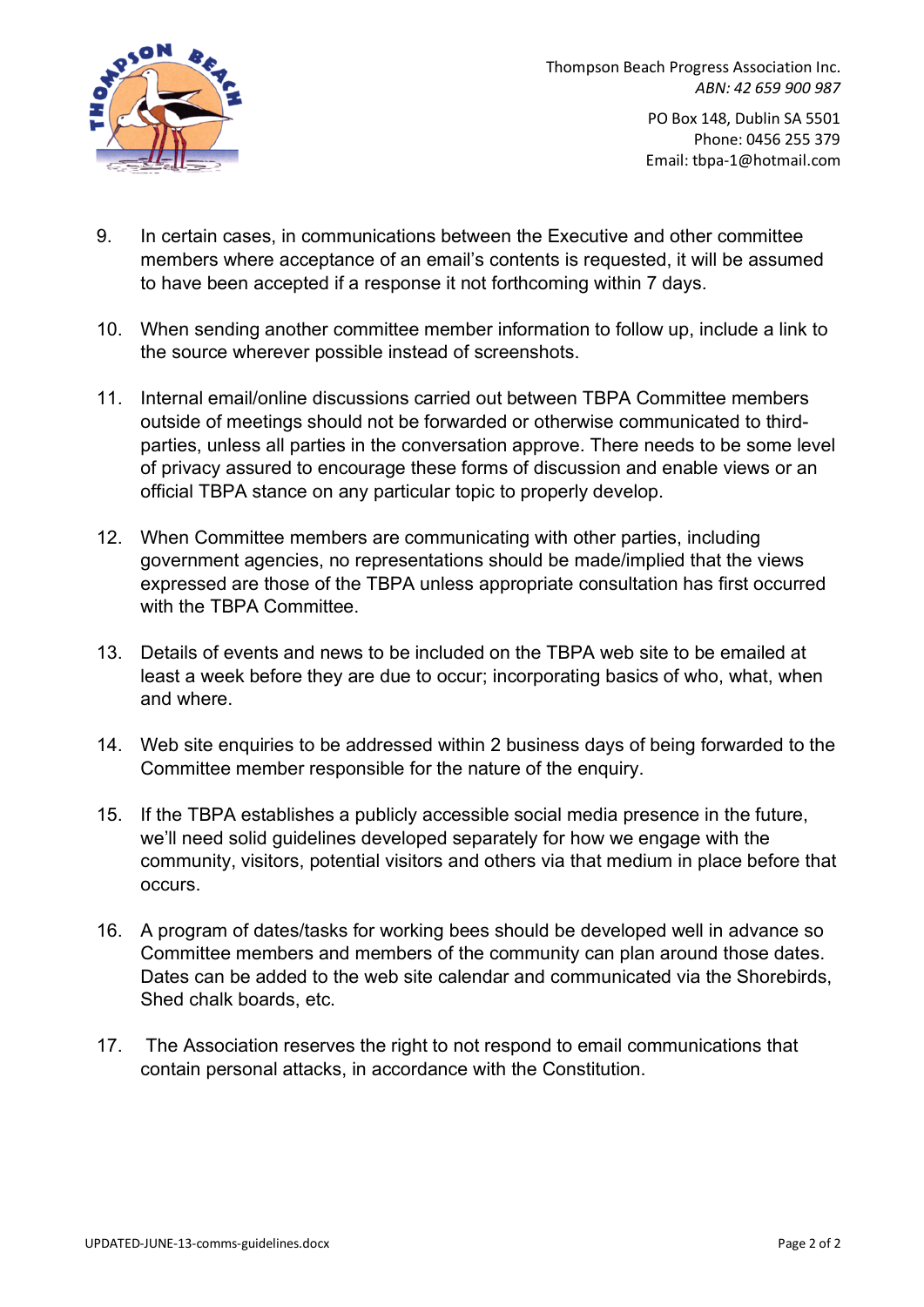Thompson Beach Progress Association Inc.
*ABN: 42 659 900 987*

PO Box 148, Dublin SA 5501
Phone: 0456 255 379
Email: tbpa-1@hotmail.com

9. In certain cases, in communications between the Executive and other committee members where acceptance of an email's contents is requested, it will be assumed to have been accepted if a response it not forthcoming within 7 days.

10. When sending another committee member information to follow up, include a link to the source wherever possible instead of screenshots.

11. Internal email/online discussions carried out between TBPA Committee members outside of meetings should not be forwarded or otherwise communicated to third-parties, unless all parties in the conversation approve. There needs to be some level of privacy assured to encourage these forms of discussion and enable views or an official TBPA stance on any particular topic to properly develop.

12. When Committee members are communicating with other parties, including government agencies, no representations should be made/implied that the views expressed are those of the TBPA unless appropriate consultation has first occurred with the TBPA Committee.

13. Details of events and news to be included on the TBPA web site to be emailed at least a week before they are due to occur; incorporating basics of who, what, when and where.

14. Web site enquiries to be addressed within 2 business days of being forwarded to the Committee member responsible for the nature of the enquiry.

15. If the TBPA establishes a publicly accessible social media presence in the future, we'll need solid guidelines developed separately for how we engage with the community, visitors, potential visitors and others via that medium in place before that occurs.

16. A program of dates/tasks for working bees should be developed well in advance so Committee members and members of the community can plan around those dates. Dates can be added to the web site calendar and communicated via the Shorebirds, Shed chalk boards, etc.

17. The Association reserves the right to not respond to email communications that contain personal attacks, in accordance with the Constitution.